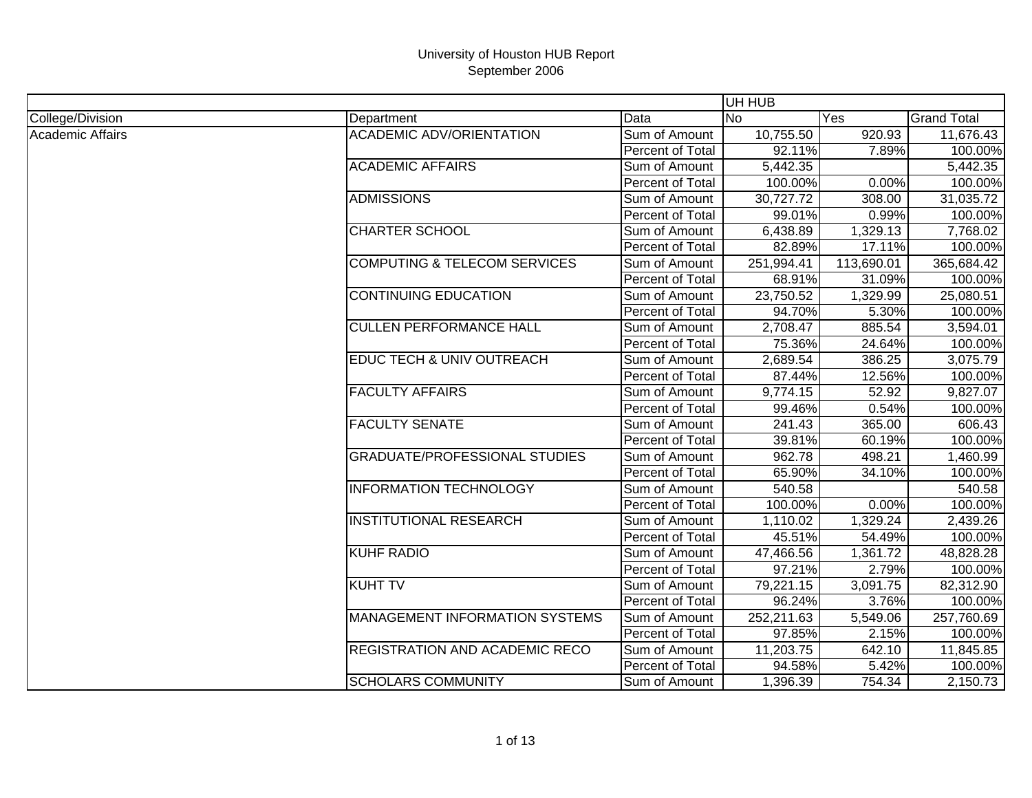University of Houston HUB Report
September 2006

| | | | UH HUB | | |
|---|---|---|---|---|---|
| College/Division | Department | Data | No | Yes | Grand Total |
| Academic Affairs | ACADEMIC ADV/ORIENTATION | Sum of Amount | 10,755.50 | 920.93 | 11,676.43 |
| | | Percent of Total | 92.11% | 7.89% | 100.00% |
| | ACADEMIC AFFAIRS | Sum of Amount | 5,442.35 | | 5,442.35 |
| | | Percent of Total | 100.00% | 0.00% | 100.00% |
| | ADMISSIONS | Sum of Amount | 30,727.72 | 308.00 | 31,035.72 |
| | | Percent of Total | 99.01% | 0.99% | 100.00% |
| | CHARTER SCHOOL | Sum of Amount | 6,438.89 | 1,329.13 | 7,768.02 |
| | | Percent of Total | 82.89% | 17.11% | 100.00% |
| | COMPUTING & TELECOM SERVICES | Sum of Amount | 251,994.41 | 113,690.01 | 365,684.42 |
| | | Percent of Total | 68.91% | 31.09% | 100.00% |
| | CONTINUING EDUCATION | Sum of Amount | 23,750.52 | 1,329.99 | 25,080.51 |
| | | Percent of Total | 94.70% | 5.30% | 100.00% |
| | CULLEN PERFORMANCE HALL | Sum of Amount | 2,708.47 | 885.54 | 3,594.01 |
| | | Percent of Total | 75.36% | 24.64% | 100.00% |
| | EDUC TECH & UNIV OUTREACH | Sum of Amount | 2,689.54 | 386.25 | 3,075.79 |
| | | Percent of Total | 87.44% | 12.56% | 100.00% |
| | FACULTY AFFAIRS | Sum of Amount | 9,774.15 | 52.92 | 9,827.07 |
| | | Percent of Total | 99.46% | 0.54% | 100.00% |
| | FACULTY SENATE | Sum of Amount | 241.43 | 365.00 | 606.43 |
| | | Percent of Total | 39.81% | 60.19% | 100.00% |
| | GRADUATE/PROFESSIONAL STUDIES | Sum of Amount | 962.78 | 498.21 | 1,460.99 |
| | | Percent of Total | 65.90% | 34.10% | 100.00% |
| | INFORMATION TECHNOLOGY | Sum of Amount | 540.58 | | 540.58 |
| | | Percent of Total | 100.00% | 0.00% | 100.00% |
| | INSTITUTIONAL RESEARCH | Sum of Amount | 1,110.02 | 1,329.24 | 2,439.26 |
| | | Percent of Total | 45.51% | 54.49% | 100.00% |
| | KUHF RADIO | Sum of Amount | 47,466.56 | 1,361.72 | 48,828.28 |
| | | Percent of Total | 97.21% | 2.79% | 100.00% |
| | KUHT TV | Sum of Amount | 79,221.15 | 3,091.75 | 82,312.90 |
| | | Percent of Total | 96.24% | 3.76% | 100.00% |
| | MANAGEMENT INFORMATION SYSTEMS | Sum of Amount | 252,211.63 | 5,549.06 | 257,760.69 |
| | | Percent of Total | 97.85% | 2.15% | 100.00% |
| | REGISTRATION AND ACADEMIC RECO | Sum of Amount | 11,203.75 | 642.10 | 11,845.85 |
| | | Percent of Total | 94.58% | 5.42% | 100.00% |
| | SCHOLARS COMMUNITY | Sum of Amount | 1,396.39 | 754.34 | 2,150.73 |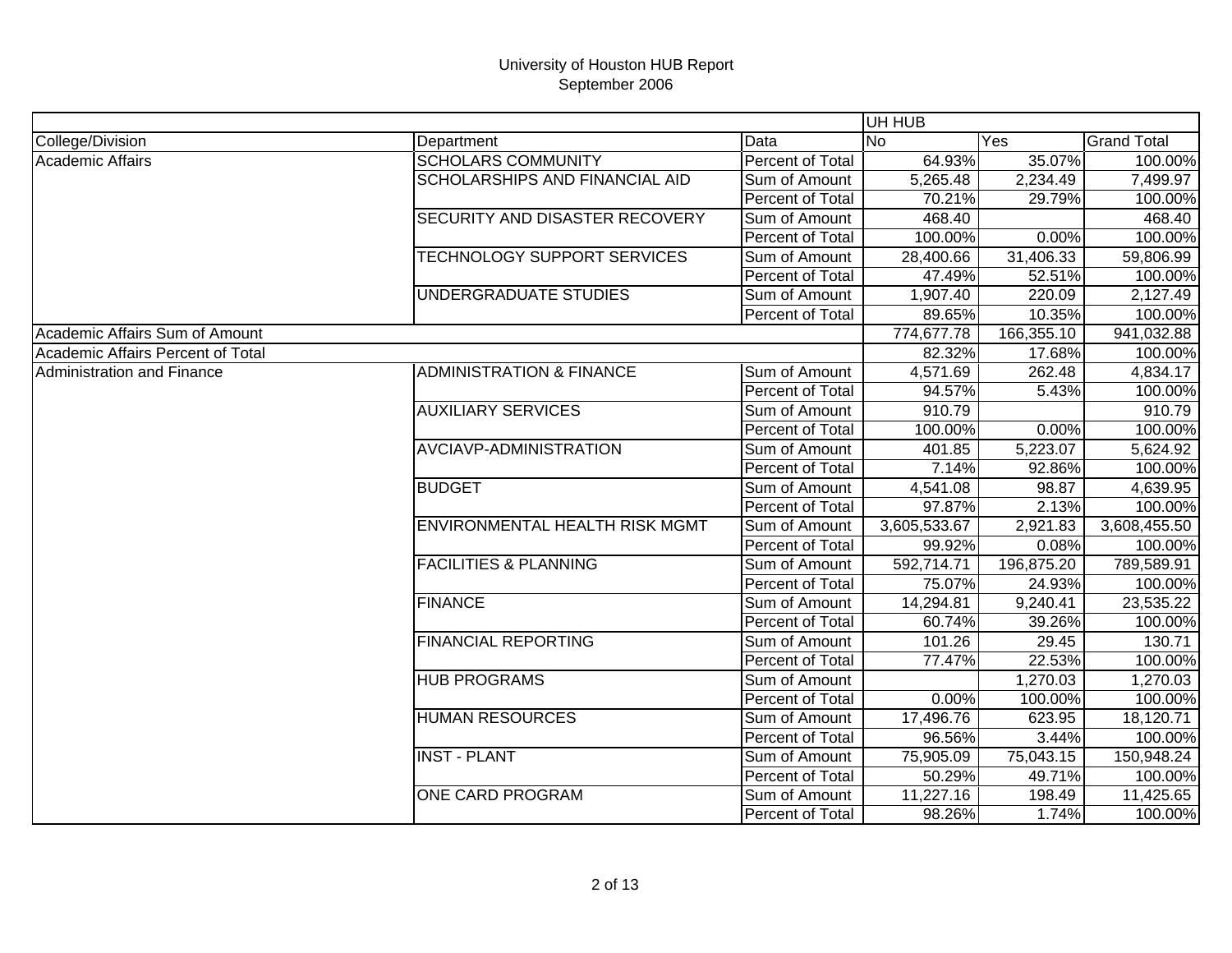# University of Houston HUB Report
September 2006

| | | | UH HUB | | |
|---|---|---|---|---|---|
| College/Division | Department | Data | No | Yes | Grand Total |
| Academic Affairs | SCHOLARS COMMUNITY | Percent of Total | 64.93% | 35.07% | 100.00% |
| | SCHOLARSHIPS AND FINANCIAL AID | Sum of Amount | 5,265.48 | 2,234.49 | 7,499.97 |
| | | Percent of Total | 70.21% | 29.79% | 100.00% |
| | SECURITY AND DISASTER RECOVERY | Sum of Amount | 468.40 | | 468.40 |
| | | Percent of Total | 100.00% | 0.00% | 100.00% |
| | TECHNOLOGY SUPPORT SERVICES | Sum of Amount | 28,400.66 | 31,406.33 | 59,806.99 |
| | | Percent of Total | 47.49% | 52.51% | 100.00% |
| | UNDERGRADUATE STUDIES | Sum of Amount | 1,907.40 | 220.09 | 2,127.49 |
| | | Percent of Total | 89.65% | 10.35% | 100.00% |
| Academic Affairs Sum of Amount | | | 774,677.78 | 166,355.10 | 941,032.88 |
| Academic Affairs Percent of Total | | | 82.32% | 17.68% | 100.00% |
| Administration and Finance | ADMINISTRATION & FINANCE | Sum of Amount | 4,571.69 | 262.48 | 4,834.17 |
| | | Percent of Total | 94.57% | 5.43% | 100.00% |
| | AUXILIARY SERVICES | Sum of Amount | 910.79 | | 910.79 |
| | | Percent of Total | 100.00% | 0.00% | 100.00% |
| | AVCIAVP-ADMINISTRATION | Sum of Amount | 401.85 | 5,223.07 | 5,624.92 |
| | | Percent of Total | 7.14% | 92.86% | 100.00% |
| | BUDGET | Sum of Amount | 4,541.08 | 98.87 | 4,639.95 |
| | | Percent of Total | 97.87% | 2.13% | 100.00% |
| | ENVIRONMENTAL HEALTH RISK MGMT | Sum of Amount | 3,605,533.67 | 2,921.83 | 3,608,455.50 |
| | | Percent of Total | 99.92% | 0.08% | 100.00% |
| | FACILITIES & PLANNING | Sum of Amount | 592,714.71 | 196,875.20 | 789,589.91 |
| | | Percent of Total | 75.07% | 24.93% | 100.00% |
| | FINANCE | Sum of Amount | 14,294.81 | 9,240.41 | 23,535.22 |
| | | Percent of Total | 60.74% | 39.26% | 100.00% |
| | FINANCIAL REPORTING | Sum of Amount | 101.26 | 29.45 | 130.71 |
| | | Percent of Total | 77.47% | 22.53% | 100.00% |
| | HUB PROGRAMS | Sum of Amount | | 1,270.03 | 1,270.03 |
| | | Percent of Total | 0.00% | 100.00% | 100.00% |
| | HUMAN RESOURCES | Sum of Amount | 17,496.76 | 623.95 | 18,120.71 |
| | | Percent of Total | 96.56% | 3.44% | 100.00% |
| | INST - PLANT | Sum of Amount | 75,905.09 | 75,043.15 | 150,948.24 |
| | | Percent of Total | 50.29% | 49.71% | 100.00% |
| | ONE CARD PROGRAM | Sum of Amount | 11,227.16 | 198.49 | 11,425.65 |
| | | Percent of Total | 98.26% | 1.74% | 100.00% |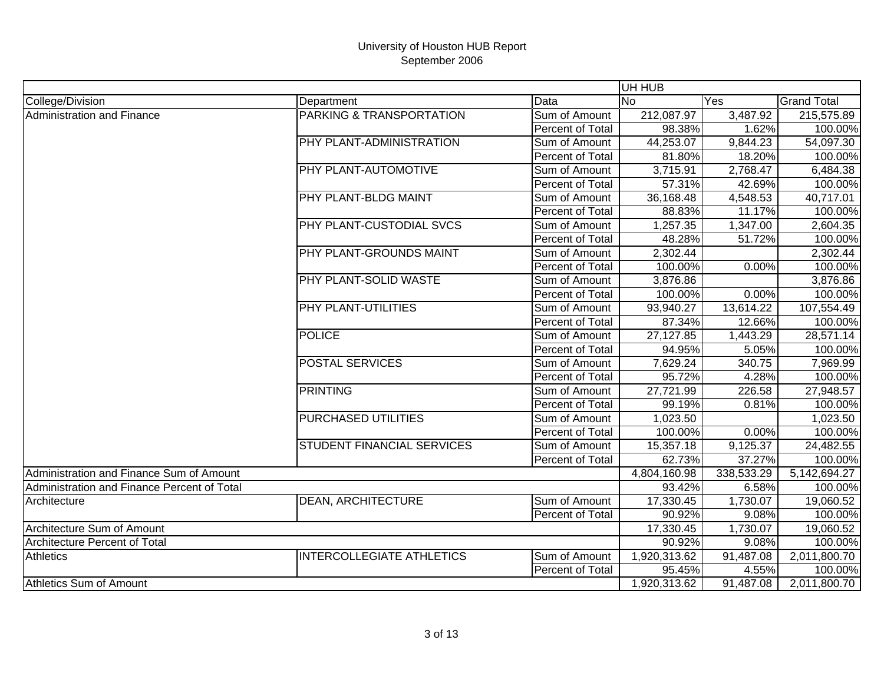# University of Houston HUB Report
## September 2006

| | | | UH HUB | | |
|---|---|---|---|---|---|
| College/Division | Department | Data | No | Yes | Grand Total |
| Administration and Finance | PARKING & TRANSPORTATION | Sum of Amount | 212,087.97 | 3,487.92 | 215,575.89 |
| | | Percent of Total | 98.38% | 1.62% | 100.00% |
| | PHY PLANT-ADMINISTRATION | Sum of Amount | 44,253.07 | 9,844.23 | 54,097.30 |
| | | Percent of Total | 81.80% | 18.20% | 100.00% |
| | PHY PLANT-AUTOMOTIVE | Sum of Amount | 3,715.91 | 2,768.47 | 6,484.38 |
| | | Percent of Total | 57.31% | 42.69% | 100.00% |
| | PHY PLANT-BLDG MAINT | Sum of Amount | 36,168.48 | 4,548.53 | 40,717.01 |
| | | Percent of Total | 88.83% | 11.17% | 100.00% |
| | PHY PLANT-CUSTODIAL SVCS | Sum of Amount | 1,257.35 | 1,347.00 | 2,604.35 |
| | | Percent of Total | 48.28% | 51.72% | 100.00% |
| | PHY PLANT-GROUNDS MAINT | Sum of Amount | 2,302.44 | | 2,302.44 |
| | | Percent of Total | 100.00% | 0.00% | 100.00% |
| | PHY PLANT-SOLID WASTE | Sum of Amount | 3,876.86 | | 3,876.86 |
| | | Percent of Total | 100.00% | 0.00% | 100.00% |
| | PHY PLANT-UTILITIES | Sum of Amount | 93,940.27 | 13,614.22 | 107,554.49 |
| | | Percent of Total | 87.34% | 12.66% | 100.00% |
| | POLICE | Sum of Amount | 27,127.85 | 1,443.29 | 28,571.14 |
| | | Percent of Total | 94.95% | 5.05% | 100.00% |
| | POSTAL SERVICES | Sum of Amount | 7,629.24 | 340.75 | 7,969.99 |
| | | Percent of Total | 95.72% | 4.28% | 100.00% |
| | PRINTING | Sum of Amount | 27,721.99 | 226.58 | 27,948.57 |
| | | Percent of Total | 99.19% | 0.81% | 100.00% |
| | PURCHASED UTILITIES | Sum of Amount | 1,023.50 | | 1,023.50 |
| | | Percent of Total | 100.00% | 0.00% | 100.00% |
| | STUDENT FINANCIAL SERVICES | Sum of Amount | 15,357.18 | 9,125.37 | 24,482.55 |
| | | Percent of Total | 62.73% | 37.27% | 100.00% |
| Administration and Finance Sum of Amount | | | 4,804,160.98 | 338,533.29 | 5,142,694.27 |
| Administration and Finance Percent of Total | | | 93.42% | 6.58% | 100.00% |
| Architecture | DEAN, ARCHITECTURE | Sum of Amount | 17,330.45 | 1,730.07 | 19,060.52 |
| | | Percent of Total | 90.92% | 9.08% | 100.00% |
| Architecture Sum of Amount | | | 17,330.45 | 1,730.07 | 19,060.52 |
| Architecture Percent of Total | | | 90.92% | 9.08% | 100.00% |
| Athletics | INTERCOLLEGIATE ATHLETICS | Sum of Amount | 1,920,313.62 | 91,487.08 | 2,011,800.70 |
| | | Percent of Total | 95.45% | 4.55% | 100.00% |
| Athletics Sum of Amount | | | 1,920,313.62 | 91,487.08 | 2,011,800.70 |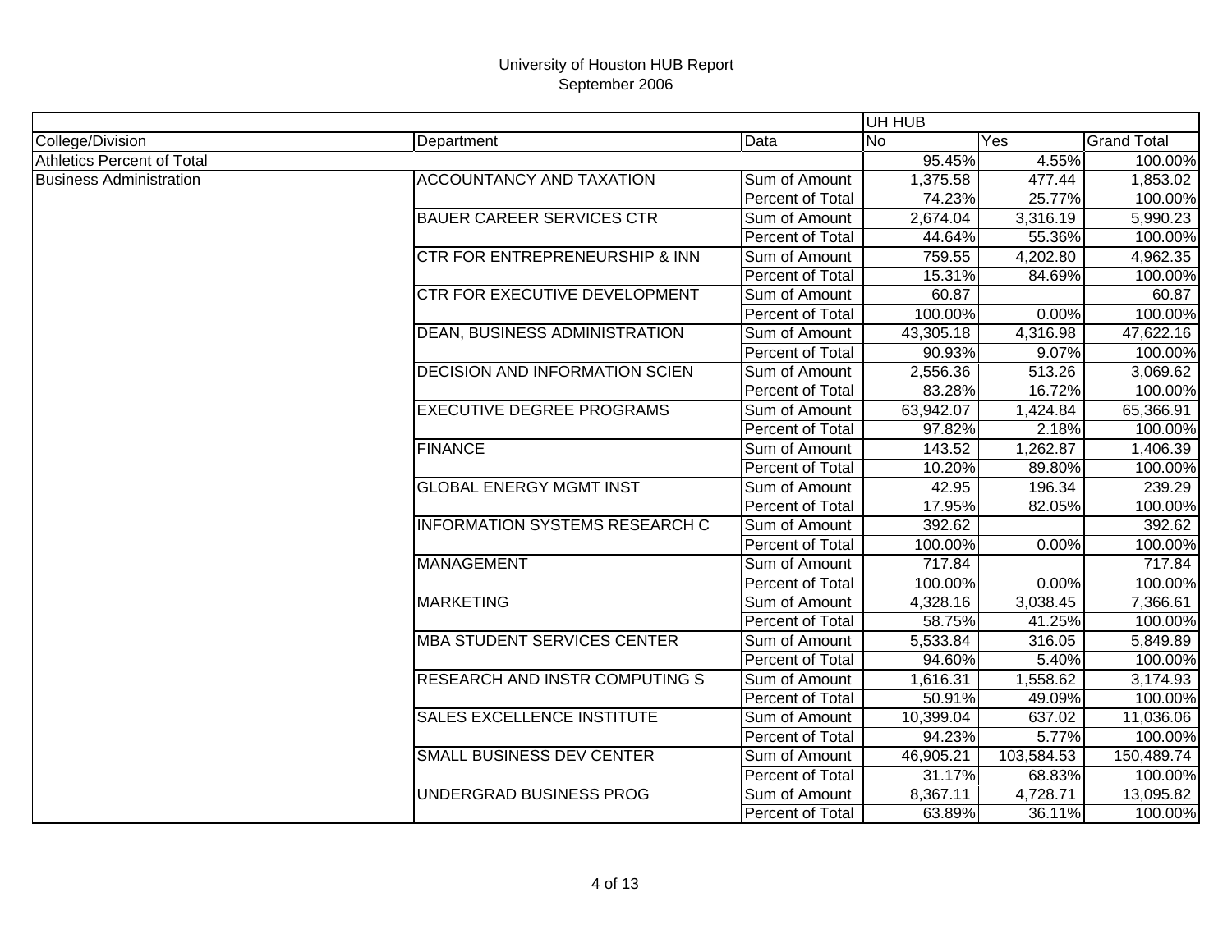University of Houston HUB Report
September 2006

| | | | UH HUB | | |
|---|---|---|---|---|---|
| College/Division | Department | Data | No | Yes | Grand Total |
| Athletics Percent of Total | | | 95.45% | 4.55% | 100.00% |
| Business Administration | ACCOUNTANCY AND TAXATION | Sum of Amount | 1,375.58 | 477.44 | 1,853.02 |
| | | Percent of Total | 74.23% | 25.77% | 100.00% |
| | BAUER CAREER SERVICES CTR | Sum of Amount | 2,674.04 | 3,316.19 | 5,990.23 |
| | | Percent of Total | 44.64% | 55.36% | 100.00% |
| | CTR FOR ENTREPRENEURSHIP & INN | Sum of Amount | 759.55 | 4,202.80 | 4,962.35 |
| | | Percent of Total | 15.31% | 84.69% | 100.00% |
| | CTR FOR EXECUTIVE DEVELOPMENT | Sum of Amount | 60.87 | | 60.87 |
| | | Percent of Total | 100.00% | 0.00% | 100.00% |
| | DEAN, BUSINESS ADMINISTRATION | Sum of Amount | 43,305.18 | 4,316.98 | 47,622.16 |
| | | Percent of Total | 90.93% | 9.07% | 100.00% |
| | DECISION AND INFORMATION SCIEN | Sum of Amount | 2,556.36 | 513.26 | 3,069.62 |
| | | Percent of Total | 83.28% | 16.72% | 100.00% |
| | EXECUTIVE DEGREE PROGRAMS | Sum of Amount | 63,942.07 | 1,424.84 | 65,366.91 |
| | | Percent of Total | 97.82% | 2.18% | 100.00% |
| | FINANCE | Sum of Amount | 143.52 | 1,262.87 | 1,406.39 |
| | | Percent of Total | 10.20% | 89.80% | 100.00% |
| | GLOBAL ENERGY MGMT INST | Sum of Amount | 42.95 | 196.34 | 239.29 |
| | | Percent of Total | 17.95% | 82.05% | 100.00% |
| | INFORMATION SYSTEMS RESEARCH C | Sum of Amount | 392.62 | | 392.62 |
| | | Percent of Total | 100.00% | 0.00% | 100.00% |
| | MANAGEMENT | Sum of Amount | 717.84 | | 717.84 |
| | | Percent of Total | 100.00% | 0.00% | 100.00% |
| | MARKETING | Sum of Amount | 4,328.16 | 3,038.45 | 7,366.61 |
| | | Percent of Total | 58.75% | 41.25% | 100.00% |
| | MBA STUDENT SERVICES CENTER | Sum of Amount | 5,533.84 | 316.05 | 5,849.89 |
| | | Percent of Total | 94.60% | 5.40% | 100.00% |
| | RESEARCH AND INSTR COMPUTING S | Sum of Amount | 1,616.31 | 1,558.62 | 3,174.93 |
| | | Percent of Total | 50.91% | 49.09% | 100.00% |
| | SALES EXCELLENCE INSTITUTE | Sum of Amount | 10,399.04 | 637.02 | 11,036.06 |
| | | Percent of Total | 94.23% | 5.77% | 100.00% |
| | SMALL BUSINESS DEV CENTER | Sum of Amount | 46,905.21 | 103,584.53 | 150,489.74 |
| | | Percent of Total | 31.17% | 68.83% | 100.00% |
| | UNDERGRAD BUSINESS PROG | Sum of Amount | 8,367.11 | 4,728.71 | 13,095.82 |
| | | Percent of Total | 63.89% | 36.11% | 100.00% |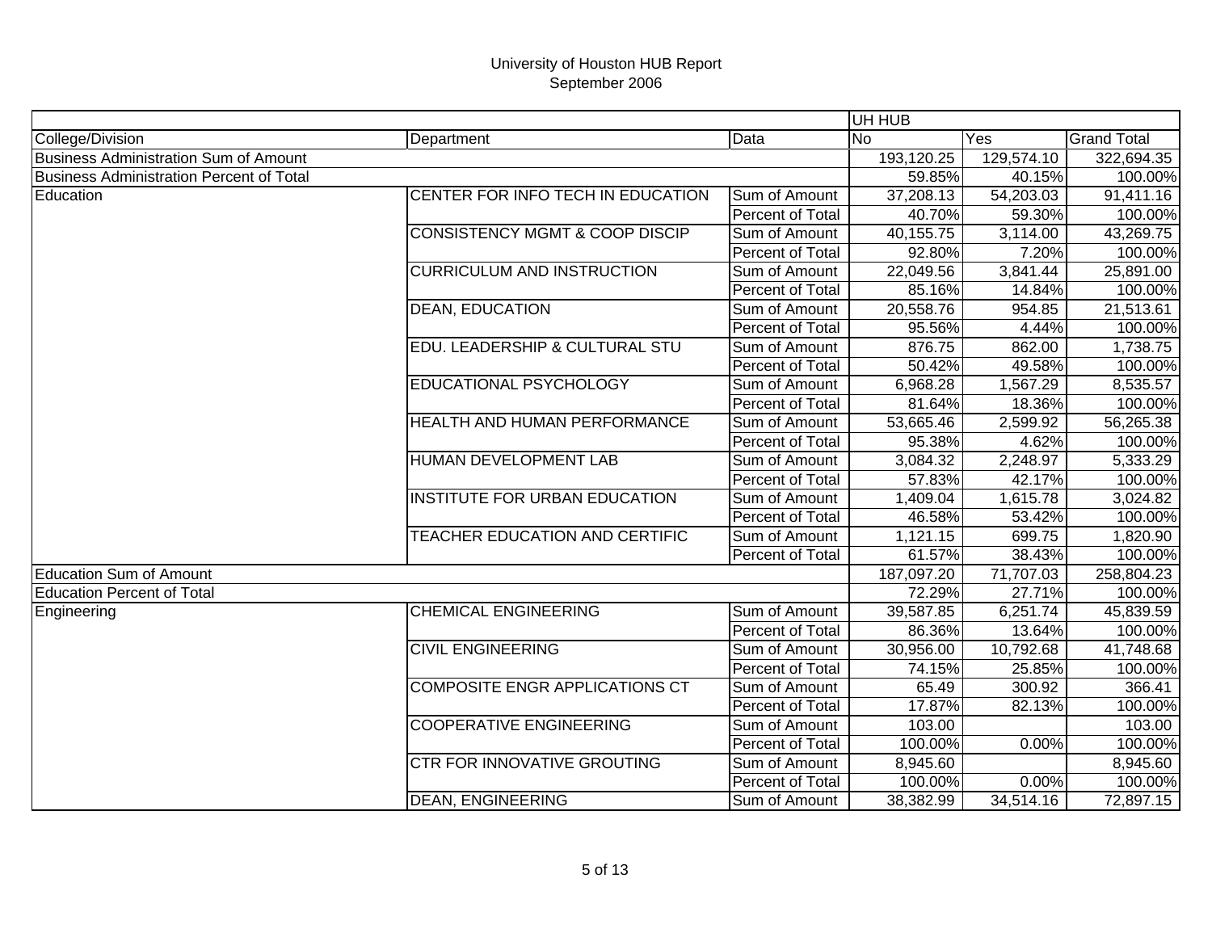# University of Houston HUB Report
## September 2006

| | | | UH HUB | | |
|---|---|---|---|---|---|
| College/Division | Department | Data | No | Yes | Grand Total |
| Business Administration Sum of Amount | | | 193,120.25 | 129,574.10 | 322,694.35 |
| Business Administration Percent of Total | | | 59.85% | 40.15% | 100.00% |
| Education | CENTER FOR INFO TECH IN EDUCATION | Sum of Amount | 37,208.13 | 54,203.03 | 91,411.16 |
| | | Percent of Total | 40.70% | 59.30% | 100.00% |
| | CONSISTENCY MGMT & COOP DISCIP | Sum of Amount | 40,155.75 | 3,114.00 | 43,269.75 |
| | | Percent of Total | 92.80% | 7.20% | 100.00% |
| | CURRICULUM AND INSTRUCTION | Sum of Amount | 22,049.56 | 3,841.44 | 25,891.00 |
| | | Percent of Total | 85.16% | 14.84% | 100.00% |
| | DEAN, EDUCATION | Sum of Amount | 20,558.76 | 954.85 | 21,513.61 |
| | | Percent of Total | 95.56% | 4.44% | 100.00% |
| | EDU. LEADERSHIP & CULTURAL STU | Sum of Amount | 876.75 | 862.00 | 1,738.75 |
| | | Percent of Total | 50.42% | 49.58% | 100.00% |
| | EDUCATIONAL PSYCHOLOGY | Sum of Amount | 6,968.28 | 1,567.29 | 8,535.57 |
| | | Percent of Total | 81.64% | 18.36% | 100.00% |
| | HEALTH AND HUMAN PERFORMANCE | Sum of Amount | 53,665.46 | 2,599.92 | 56,265.38 |
| | | Percent of Total | 95.38% | 4.62% | 100.00% |
| | HUMAN DEVELOPMENT LAB | Sum of Amount | 3,084.32 | 2,248.97 | 5,333.29 |
| | | Percent of Total | 57.83% | 42.17% | 100.00% |
| | INSTITUTE FOR URBAN EDUCATION | Sum of Amount | 1,409.04 | 1,615.78 | 3,024.82 |
| | | Percent of Total | 46.58% | 53.42% | 100.00% |
| | TEACHER EDUCATION AND CERTIFIC | Sum of Amount | 1,121.15 | 699.75 | 1,820.90 |
| | | Percent of Total | 61.57% | 38.43% | 100.00% |
| Education Sum of Amount | | | 187,097.20 | 71,707.03 | 258,804.23 |
| Education Percent of Total | | | 72.29% | 27.71% | 100.00% |
| Engineering | CHEMICAL ENGINEERING | Sum of Amount | 39,587.85 | 6,251.74 | 45,839.59 |
| | | Percent of Total | 86.36% | 13.64% | 100.00% |
| | CIVIL ENGINEERING | Sum of Amount | 30,956.00 | 10,792.68 | 41,748.68 |
| | | Percent of Total | 74.15% | 25.85% | 100.00% |
| | COMPOSITE ENGR APPLICATIONS CT | Sum of Amount | 65.49 | 300.92 | 366.41 |
| | | Percent of Total | 17.87% | 82.13% | 100.00% |
| | COOPERATIVE ENGINEERING | Sum of Amount | 103.00 | | 103.00 |
| | | Percent of Total | 100.00% | 0.00% | 100.00% |
| | CTR FOR INNOVATIVE GROUTING | Sum of Amount | 8,945.60 | | 8,945.60 |
| | | Percent of Total | 100.00% | 0.00% | 100.00% |
| | DEAN, ENGINEERING | Sum of Amount | 38,382.99 | 34,514.16 | 72,897.15 |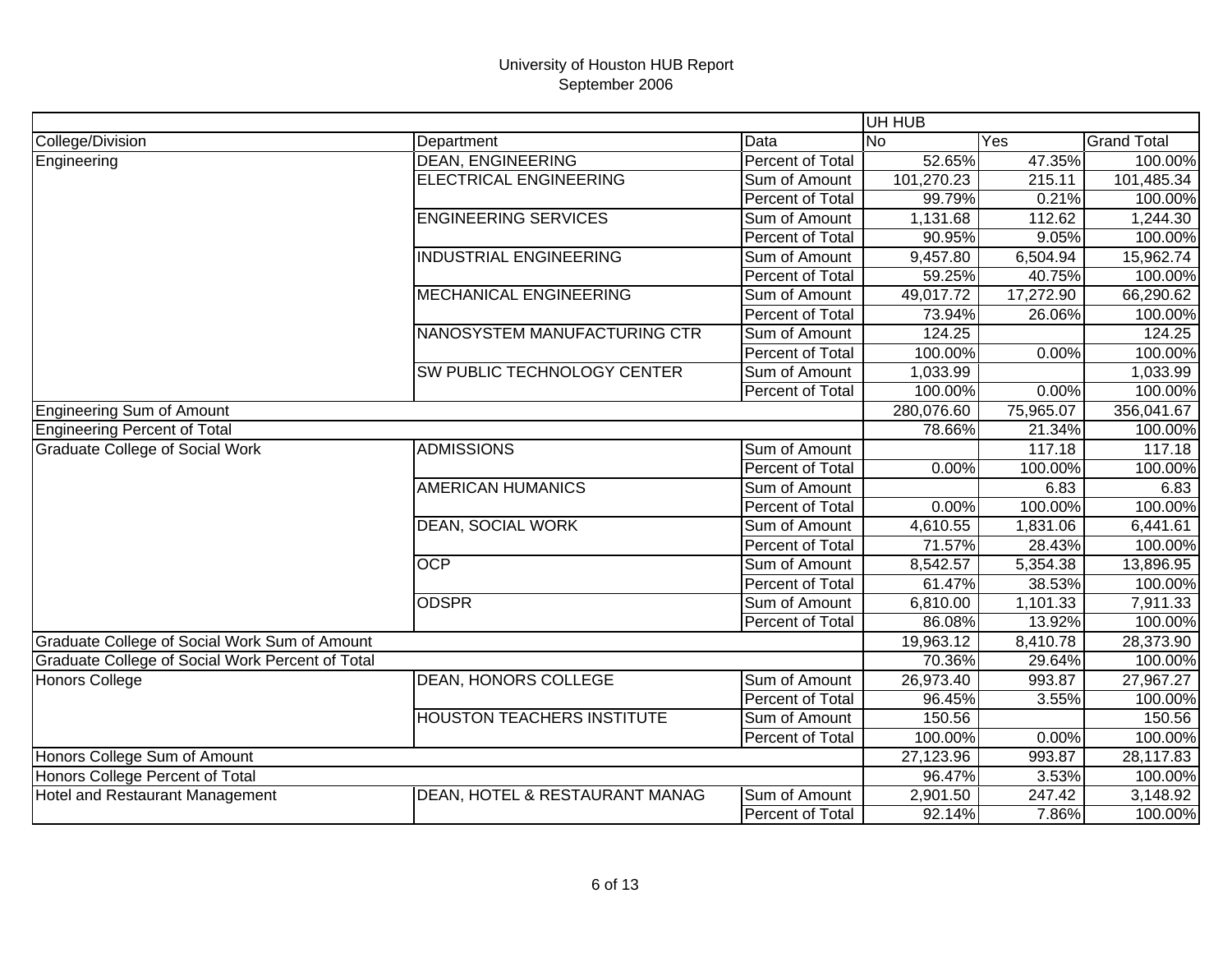University of Houston HUB Report
September 2006

| | | | UH HUB | | |
|---|---|---|---|---|---|
| College/Division | Department | Data | No | Yes | Grand Total |
| Engineering | DEAN, ENGINEERING | Percent of Total | 52.65% | 47.35% | 100.00% |
| | ELECTRICAL ENGINEERING | Sum of Amount | 101,270.23 | 215.11 | 101,485.34 |
| | | Percent of Total | 99.79% | 0.21% | 100.00% |
| | ENGINEERING SERVICES | Sum of Amount | 1,131.68 | 112.62 | 1,244.30 |
| | | Percent of Total | 90.95% | 9.05% | 100.00% |
| | INDUSTRIAL ENGINEERING | Sum of Amount | 9,457.80 | 6,504.94 | 15,962.74 |
| | | Percent of Total | 59.25% | 40.75% | 100.00% |
| | MECHANICAL ENGINEERING | Sum of Amount | 49,017.72 | 17,272.90 | 66,290.62 |
| | | Percent of Total | 73.94% | 26.06% | 100.00% |
| | NANOSYSTEM MANUFACTURING CTR | Sum of Amount | 124.25 | | 124.25 |
| | | Percent of Total | 100.00% | 0.00% | 100.00% |
| | SW PUBLIC TECHNOLOGY CENTER | Sum of Amount | 1,033.99 | | 1,033.99 |
| | | Percent of Total | 100.00% | 0.00% | 100.00% |
| Engineering Sum of Amount | | | 280,076.60 | 75,965.07 | 356,041.67 |
| Engineering Percent of Total | | | 78.66% | 21.34% | 100.00% |
| Graduate College of Social Work | ADMISSIONS | Sum of Amount | | 117.18 | 117.18 |
| | | Percent of Total | 0.00% | 100.00% | 100.00% |
| | AMERICAN HUMANICS | Sum of Amount | | 6.83 | 6.83 |
| | | Percent of Total | 0.00% | 100.00% | 100.00% |
| | DEAN, SOCIAL WORK | Sum of Amount | 4,610.55 | 1,831.06 | 6,441.61 |
| | | Percent of Total | 71.57% | 28.43% | 100.00% |
| | OCP | Sum of Amount | 8,542.57 | 5,354.38 | 13,896.95 |
| | | Percent of Total | 61.47% | 38.53% | 100.00% |
| | ODSPR | Sum of Amount | 6,810.00 | 1,101.33 | 7,911.33 |
| | | Percent of Total | 86.08% | 13.92% | 100.00% |
| Graduate College of Social Work Sum of Amount | | | 19,963.12 | 8,410.78 | 28,373.90 |
| Graduate College of Social Work Percent of Total | | | 70.36% | 29.64% | 100.00% |
| Honors College | DEAN, HONORS COLLEGE | Sum of Amount | 26,973.40 | 993.87 | 27,967.27 |
| | | Percent of Total | 96.45% | 3.55% | 100.00% |
| | HOUSTON TEACHERS INSTITUTE | Sum of Amount | 150.56 | | 150.56 |
| | | Percent of Total | 100.00% | 0.00% | 100.00% |
| Honors College Sum of Amount | | | 27,123.96 | 993.87 | 28,117.83 |
| Honors College Percent of Total | | | 96.47% | 3.53% | 100.00% |
| Hotel and Restaurant Management | DEAN, HOTEL & RESTAURANT MANAG | Sum of Amount | 2,901.50 | 247.42 | 3,148.92 |
| | | Percent of Total | 92.14% | 7.86% | 100.00% |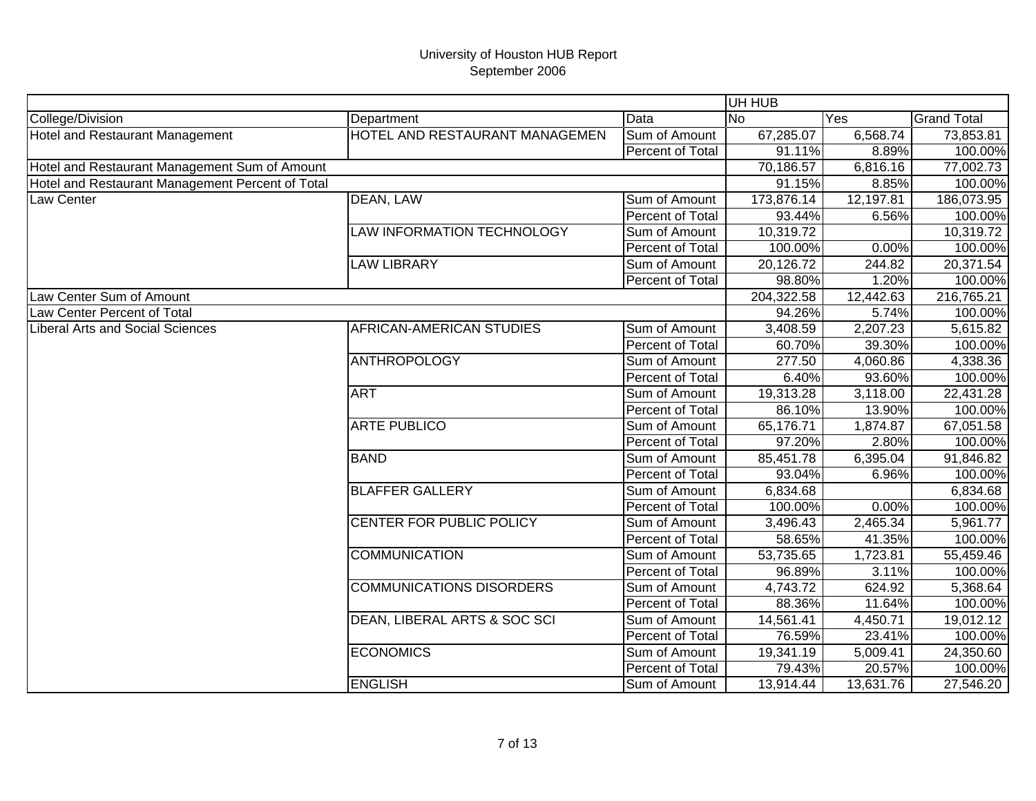University of Houston HUB Report
September 2006

| | | | UH HUB | | |
|---|---|---|---|---|---|
| College/Division | Department | Data | No | Yes | Grand Total |
| Hotel and Restaurant Management | HOTEL AND RESTAURANT MANAGEMEN | Sum of Amount | 67,285.07 | 6,568.74 | 73,853.81 |
| | | Percent of Total | 91.11% | 8.89% | 100.00% |
| Hotel and Restaurant Management Sum of Amount | | | 70,186.57 | 6,816.16 | 77,002.73 |
| Hotel and Restaurant Management Percent of Total | | | 91.15% | 8.85% | 100.00% |
| Law Center | DEAN, LAW | Sum of Amount | 173,876.14 | 12,197.81 | 186,073.95 |
| | | Percent of Total | 93.44% | 6.56% | 100.00% |
| | LAW INFORMATION TECHNOLOGY | Sum of Amount | 10,319.72 | | 10,319.72 |
| | | Percent of Total | 100.00% | 0.00% | 100.00% |
| | LAW LIBRARY | Sum of Amount | 20,126.72 | 244.82 | 20,371.54 |
| | | Percent of Total | 98.80% | 1.20% | 100.00% |
| Law Center Sum of Amount | | | 204,322.58 | 12,442.63 | 216,765.21 |
| Law Center Percent of Total | | | 94.26% | 5.74% | 100.00% |
| Liberal Arts and Social Sciences | AFRICAN-AMERICAN STUDIES | Sum of Amount | 3,408.59 | 2,207.23 | 5,615.82 |
| | | Percent of Total | 60.70% | 39.30% | 100.00% |
| | ANTHROPOLOGY | Sum of Amount | 277.50 | 4,060.86 | 4,338.36 |
| | | Percent of Total | 6.40% | 93.60% | 100.00% |
| | ART | Sum of Amount | 19,313.28 | 3,118.00 | 22,431.28 |
| | | Percent of Total | 86.10% | 13.90% | 100.00% |
| | ARTE PUBLICO | Sum of Amount | 65,176.71 | 1,874.87 | 67,051.58 |
| | | Percent of Total | 97.20% | 2.80% | 100.00% |
| | BAND | Sum of Amount | 85,451.78 | 6,395.04 | 91,846.82 |
| | | Percent of Total | 93.04% | 6.96% | 100.00% |
| | BLAFFER GALLERY | Sum of Amount | 6,834.68 | | 6,834.68 |
| | | Percent of Total | 100.00% | 0.00% | 100.00% |
| | CENTER FOR PUBLIC POLICY | Sum of Amount | 3,496.43 | 2,465.34 | 5,961.77 |
| | | Percent of Total | 58.65% | 41.35% | 100.00% |
| | COMMUNICATION | Sum of Amount | 53,735.65 | 1,723.81 | 55,459.46 |
| | | Percent of Total | 96.89% | 3.11% | 100.00% |
| | COMMUNICATIONS DISORDERS | Sum of Amount | 4,743.72 | 624.92 | 5,368.64 |
| | | Percent of Total | 88.36% | 11.64% | 100.00% |
| | DEAN, LIBERAL ARTS & SOC SCI | Sum of Amount | 14,561.41 | 4,450.71 | 19,012.12 |
| | | Percent of Total | 76.59% | 23.41% | 100.00% |
| | ECONOMICS | Sum of Amount | 19,341.19 | 5,009.41 | 24,350.60 |
| | | Percent of Total | 79.43% | 20.57% | 100.00% |
| | ENGLISH | Sum of Amount | 13,914.44 | 13,631.76 | 27,546.20 |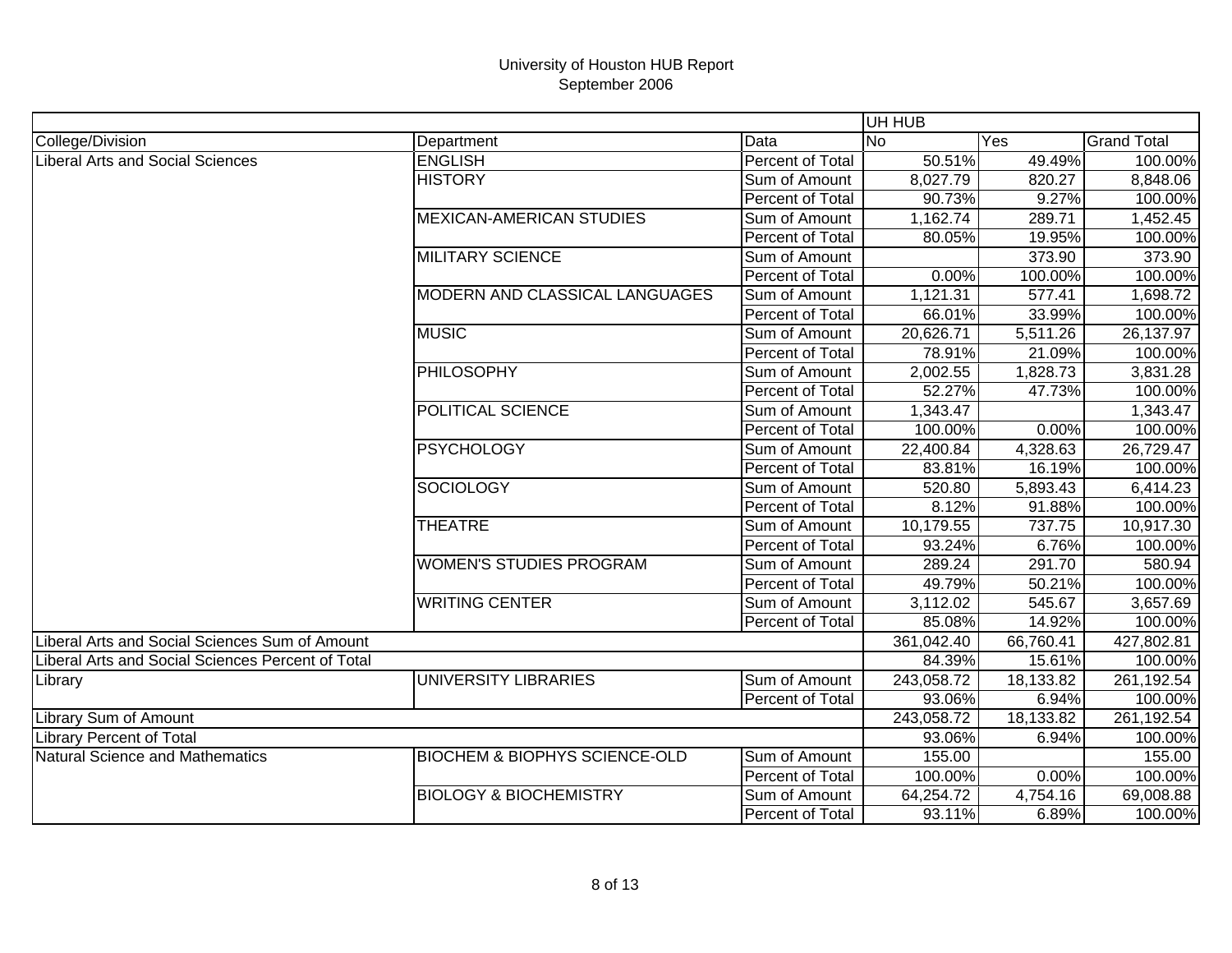# University of Houston HUB Report
## September 2006

| | | | UH HUB | | |
|---|---|---|---|---|---|
| College/Division | Department | Data | No | Yes | Grand Total |
| Liberal Arts and Social Sciences | ENGLISH | Percent of Total | 50.51% | 49.49% | 100.00% |
| | HISTORY | Sum of Amount | 8,027.79 | 820.27 | 8,848.06 |
| | | Percent of Total | 90.73% | 9.27% | 100.00% |
| | MEXICAN-AMERICAN STUDIES | Sum of Amount | 1,162.74 | 289.71 | 1,452.45 |
| | | Percent of Total | 80.05% | 19.95% | 100.00% |
| | MILITARY SCIENCE | Sum of Amount | | 373.90 | 373.90 |
| | | Percent of Total | 0.00% | 100.00% | 100.00% |
| | MODERN AND CLASSICAL LANGUAGES | Sum of Amount | 1,121.31 | 577.41 | 1,698.72 |
| | | Percent of Total | 66.01% | 33.99% | 100.00% |
| | MUSIC | Sum of Amount | 20,626.71 | 5,511.26 | 26,137.97 |
| | | Percent of Total | 78.91% | 21.09% | 100.00% |
| | PHILOSOPHY | Sum of Amount | 2,002.55 | 1,828.73 | 3,831.28 |
| | | Percent of Total | 52.27% | 47.73% | 100.00% |
| | POLITICAL SCIENCE | Sum of Amount | 1,343.47 | | 1,343.47 |
| | | Percent of Total | 100.00% | 0.00% | 100.00% |
| | PSYCHOLOGY | Sum of Amount | 22,400.84 | 4,328.63 | 26,729.47 |
| | | Percent of Total | 83.81% | 16.19% | 100.00% |
| | SOCIOLOGY | Sum of Amount | 520.80 | 5,893.43 | 6,414.23 |
| | | Percent of Total | 8.12% | 91.88% | 100.00% |
| | THEATRE | Sum of Amount | 10,179.55 | 737.75 | 10,917.30 |
| | | Percent of Total | 93.24% | 6.76% | 100.00% |
| | WOMEN'S STUDIES PROGRAM | Sum of Amount | 289.24 | 291.70 | 580.94 |
| | | Percent of Total | 49.79% | 50.21% | 100.00% |
| | WRITING CENTER | Sum of Amount | 3,112.02 | 545.67 | 3,657.69 |
| | | Percent of Total | 85.08% | 14.92% | 100.00% |
| Liberal Arts and Social Sciences Sum of Amount | | | 361,042.40 | 66,760.41 | 427,802.81 |
| Liberal Arts and Social Sciences Percent of Total | | | 84.39% | 15.61% | 100.00% |
| Library | UNIVERSITY LIBRARIES | Sum of Amount | 243,058.72 | 18,133.82 | 261,192.54 |
| | | Percent of Total | 93.06% | 6.94% | 100.00% |
| Library Sum of Amount | | | 243,058.72 | 18,133.82 | 261,192.54 |
| Library Percent of Total | | | 93.06% | 6.94% | 100.00% |
| Natural Science and Mathematics | BIOCHEM & BIOPHYS SCIENCE-OLD | Sum of Amount | 155.00 | | 155.00 |
| | | Percent of Total | 100.00% | 0.00% | 100.00% |
| | BIOLOGY & BIOCHEMISTRY | Sum of Amount | 64,254.72 | 4,754.16 | 69,008.88 |
| | | Percent of Total | 93.11% | 6.89% | 100.00% |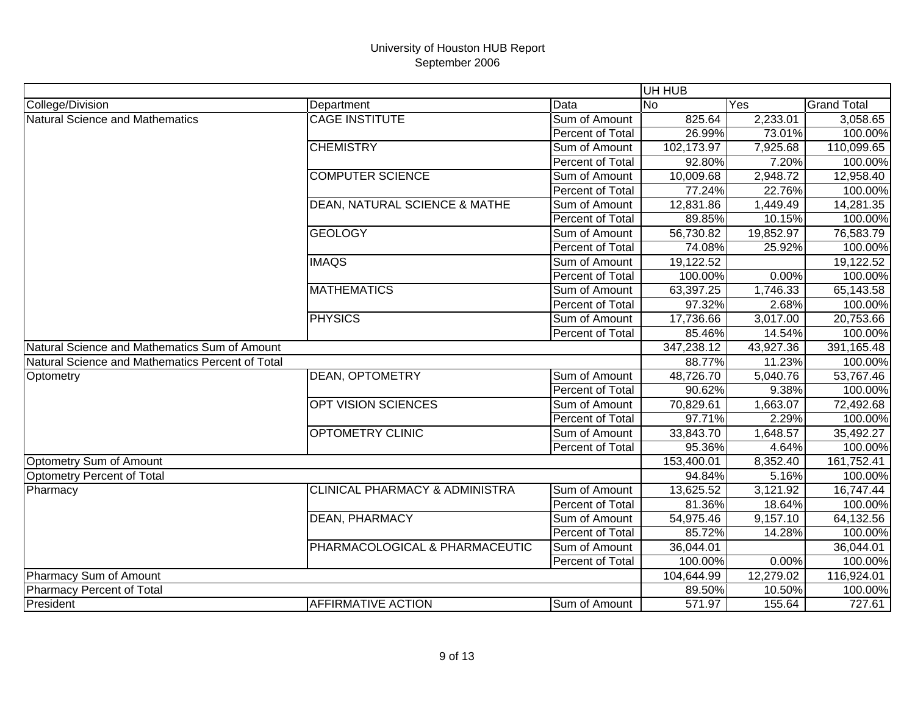# University of Houston HUB Report
## September 2006

| | | | UH HUB | | |
|---|---|---|---|---|---|
| College/Division | Department | Data | No | Yes | Grand Total |
| Natural Science and Mathematics | CAGE INSTITUTE | Sum of Amount | 825.64 | 2,233.01 | 3,058.65 |
| | | Percent of Total | 26.99% | 73.01% | 100.00% |
| | CHEMISTRY | Sum of Amount | 102,173.97 | 7,925.68 | 110,099.65 |
| | | Percent of Total | 92.80% | 7.20% | 100.00% |
| | COMPUTER SCIENCE | Sum of Amount | 10,009.68 | 2,948.72 | 12,958.40 |
| | | Percent of Total | 77.24% | 22.76% | 100.00% |
| | DEAN, NATURAL SCIENCE & MATHE | Sum of Amount | 12,831.86 | 1,449.49 | 14,281.35 |
| | | Percent of Total | 89.85% | 10.15% | 100.00% |
| | GEOLOGY | Sum of Amount | 56,730.82 | 19,852.97 | 76,583.79 |
| | | Percent of Total | 74.08% | 25.92% | 100.00% |
| | IMAQS | Sum of Amount | 19,122.52 | | 19,122.52 |
| | | Percent of Total | 100.00% | 0.00% | 100.00% |
| | MATHEMATICS | Sum of Amount | 63,397.25 | 1,746.33 | 65,143.58 |
| | | Percent of Total | 97.32% | 2.68% | 100.00% |
| | PHYSICS | Sum of Amount | 17,736.66 | 3,017.00 | 20,753.66 |
| | | Percent of Total | 85.46% | 14.54% | 100.00% |
| Natural Science and Mathematics Sum of Amount | | | 347,238.12 | 43,927.36 | 391,165.48 |
| Natural Science and Mathematics Percent of Total | | | 88.77% | 11.23% | 100.00% |
| Optometry | DEAN, OPTOMETRY | Sum of Amount | 48,726.70 | 5,040.76 | 53,767.46 |
| | | Percent of Total | 90.62% | 9.38% | 100.00% |
| | OPT VISION SCIENCES | Sum of Amount | 70,829.61 | 1,663.07 | 72,492.68 |
| | | Percent of Total | 97.71% | 2.29% | 100.00% |
| | OPTOMETRY CLINIC | Sum of Amount | 33,843.70 | 1,648.57 | 35,492.27 |
| | | Percent of Total | 95.36% | 4.64% | 100.00% |
| Optometry Sum of Amount | | | 153,400.01 | 8,352.40 | 161,752.41 |
| Optometry Percent of Total | | | 94.84% | 5.16% | 100.00% |
| Pharmacy | CLINICAL PHARMACY & ADMINISTRA | Sum of Amount | 13,625.52 | 3,121.92 | 16,747.44 |
| | | Percent of Total | 81.36% | 18.64% | 100.00% |
| | DEAN, PHARMACY | Sum of Amount | 54,975.46 | 9,157.10 | 64,132.56 |
| | | Percent of Total | 85.72% | 14.28% | 100.00% |
| | PHARMACOLOGICAL & PHARMACEUTIC | Sum of Amount | 36,044.01 | | 36,044.01 |
| | | Percent of Total | 100.00% | 0.00% | 100.00% |
| Pharmacy Sum of Amount | | | 104,644.99 | 12,279.02 | 116,924.01 |
| Pharmacy Percent of Total | | | 89.50% | 10.50% | 100.00% |
| President | AFFIRMATIVE ACTION | Sum of Amount | 571.97 | 155.64 | 727.61 |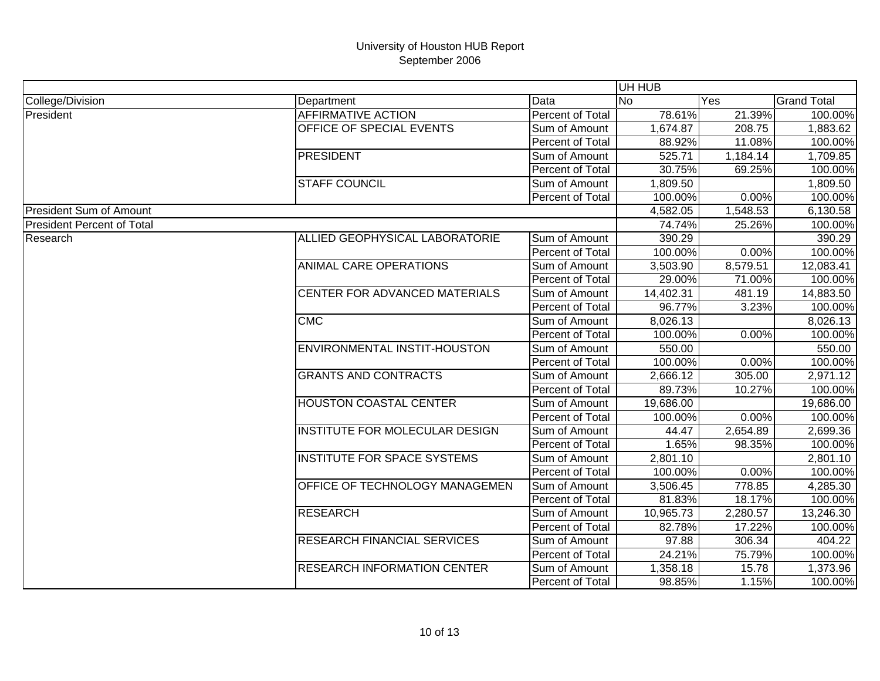# University of Houston HUB Report
## September 2006

| | | | UH HUB | | |
|---|---|---|---|---|---|
| College/Division | Department | Data | No | Yes | Grand Total |
| President | AFFIRMATIVE ACTION | Percent of Total | 78.61% | 21.39% | 100.00% |
| | OFFICE OF SPECIAL EVENTS | Sum of Amount | 1,674.87 | 208.75 | 1,883.62 |
| | | Percent of Total | 88.92% | 11.08% | 100.00% |
| | PRESIDENT | Sum of Amount | 525.71 | 1,184.14 | 1,709.85 |
| | | Percent of Total | 30.75% | 69.25% | 100.00% |
| | STAFF COUNCIL | Sum of Amount | 1,809.50 | | 1,809.50 |
| | | Percent of Total | 100.00% | 0.00% | 100.00% |
| President Sum of Amount | | | 4,582.05 | 1,548.53 | 6,130.58 |
| President Percent of Total | | | 74.74% | 25.26% | 100.00% |
| Research | ALLIED GEOPHYSICAL LABORATORIE | Sum of Amount | 390.29 | | 390.29 |
| | | Percent of Total | 100.00% | 0.00% | 100.00% |
| | ANIMAL CARE OPERATIONS | Sum of Amount | 3,503.90 | 8,579.51 | 12,083.41 |
| | | Percent of Total | 29.00% | 71.00% | 100.00% |
| | CENTER FOR ADVANCED MATERIALS | Sum of Amount | 14,402.31 | 481.19 | 14,883.50 |
| | | Percent of Total | 96.77% | 3.23% | 100.00% |
| | CMC | Sum of Amount | 8,026.13 | | 8,026.13 |
| | | Percent of Total | 100.00% | 0.00% | 100.00% |
| | ENVIRONMENTAL INSTIT-HOUSTON | Sum of Amount | 550.00 | | 550.00 |
| | | Percent of Total | 100.00% | 0.00% | 100.00% |
| | GRANTS AND CONTRACTS | Sum of Amount | 2,666.12 | 305.00 | 2,971.12 |
| | | Percent of Total | 89.73% | 10.27% | 100.00% |
| | HOUSTON COASTAL CENTER | Sum of Amount | 19,686.00 | | 19,686.00 |
| | | Percent of Total | 100.00% | 0.00% | 100.00% |
| | INSTITUTE FOR MOLECULAR DESIGN | Sum of Amount | 44.47 | 2,654.89 | 2,699.36 |
| | | Percent of Total | 1.65% | 98.35% | 100.00% |
| | INSTITUTE FOR SPACE SYSTEMS | Sum of Amount | 2,801.10 | | 2,801.10 |
| | | Percent of Total | 100.00% | 0.00% | 100.00% |
| | OFFICE OF TECHNOLOGY MANAGEMEN | Sum of Amount | 3,506.45 | 778.85 | 4,285.30 |
| | | Percent of Total | 81.83% | 18.17% | 100.00% |
| | RESEARCH | Sum of Amount | 10,965.73 | 2,280.57 | 13,246.30 |
| | | Percent of Total | 82.78% | 17.22% | 100.00% |
| | RESEARCH FINANCIAL SERVICES | Sum of Amount | 97.88 | 306.34 | 404.22 |
| | | Percent of Total | 24.21% | 75.79% | 100.00% |
| | RESEARCH INFORMATION CENTER | Sum of Amount | 1,358.18 | 15.78 | 1,373.96 |
| | | Percent of Total | 98.85% | 1.15% | 100.00% |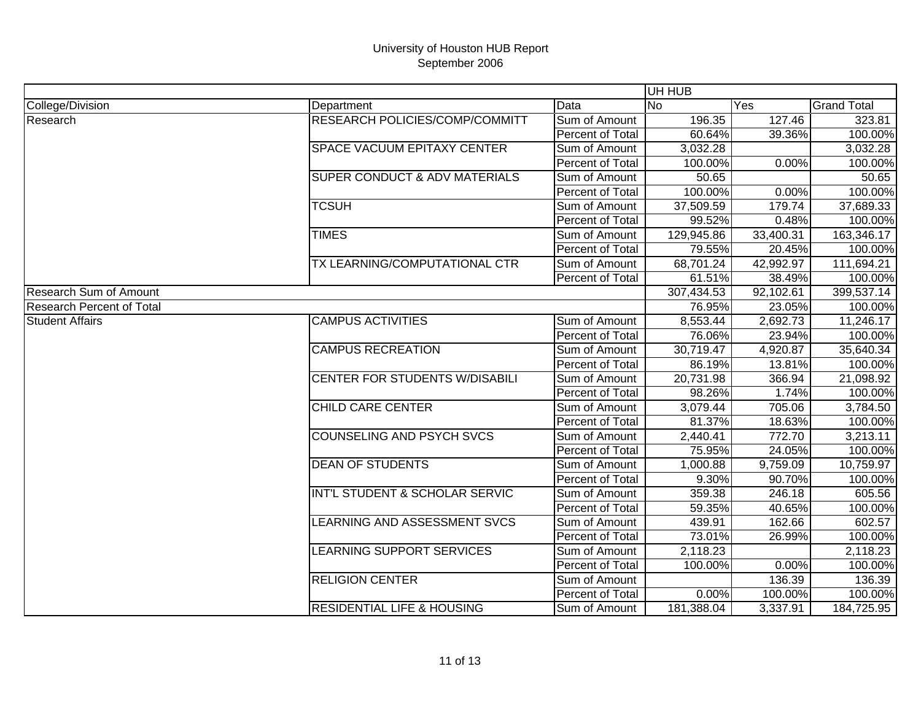# University of Houston HUB Report
September 2006

| | | | UH HUB | | |
|---|---|---|---|---|---|
| College/Division | Department | Data | No | Yes | Grand Total |
| Research | RESEARCH POLICIES/COMP/COMMITT | Sum of Amount | 196.35 | 127.46 | 323.81 |
| | | Percent of Total | 60.64% | 39.36% | 100.00% |
| | SPACE VACUUM EPITAXY CENTER | Sum of Amount | 3,032.28 | | 3,032.28 |
| | | Percent of Total | 100.00% | 0.00% | 100.00% |
| | SUPER CONDUCT & ADV MATERIALS | Sum of Amount | 50.65 | | 50.65 |
| | | Percent of Total | 100.00% | 0.00% | 100.00% |
| | TCSUH | Sum of Amount | 37,509.59 | 179.74 | 37,689.33 |
| | | Percent of Total | 99.52% | 0.48% | 100.00% |
| | TIMES | Sum of Amount | 129,945.86 | 33,400.31 | 163,346.17 |
| | | Percent of Total | 79.55% | 20.45% | 100.00% |
| | TX LEARNING/COMPUTATIONAL CTR | Sum of Amount | 68,701.24 | 42,992.97 | 111,694.21 |
| | | Percent of Total | 61.51% | 38.49% | 100.00% |
| Research Sum of Amount | | | 307,434.53 | 92,102.61 | 399,537.14 |
| Research Percent of Total | | | 76.95% | 23.05% | 100.00% |
| Student Affairs | CAMPUS ACTIVITIES | Sum of Amount | 8,553.44 | 2,692.73 | 11,246.17 |
| | | Percent of Total | 76.06% | 23.94% | 100.00% |
| | CAMPUS RECREATION | Sum of Amount | 30,719.47 | 4,920.87 | 35,640.34 |
| | | Percent of Total | 86.19% | 13.81% | 100.00% |
| | CENTER FOR STUDENTS W/DISABILI | Sum of Amount | 20,731.98 | 366.94 | 21,098.92 |
| | | Percent of Total | 98.26% | 1.74% | 100.00% |
| | CHILD CARE CENTER | Sum of Amount | 3,079.44 | 705.06 | 3,784.50 |
| | | Percent of Total | 81.37% | 18.63% | 100.00% |
| | COUNSELING AND PSYCH SVCS | Sum of Amount | 2,440.41 | 772.70 | 3,213.11 |
| | | Percent of Total | 75.95% | 24.05% | 100.00% |
| | DEAN OF STUDENTS | Sum of Amount | 1,000.88 | 9,759.09 | 10,759.97 |
| | | Percent of Total | 9.30% | 90.70% | 100.00% |
| | INT'L STUDENT & SCHOLAR SERVIC | Sum of Amount | 359.38 | 246.18 | 605.56 |
| | | Percent of Total | 59.35% | 40.65% | 100.00% |
| | LEARNING AND ASSESSMENT SVCS | Sum of Amount | 439.91 | 162.66 | 602.57 |
| | | Percent of Total | 73.01% | 26.99% | 100.00% |
| | LEARNING SUPPORT SERVICES | Sum of Amount | 2,118.23 | | 2,118.23 |
| | | Percent of Total | 100.00% | 0.00% | 100.00% |
| | RELIGION CENTER | Sum of Amount | | 136.39 | 136.39 |
| | | Percent of Total | 0.00% | 100.00% | 100.00% |
| | RESIDENTIAL LIFE & HOUSING | Sum of Amount | 181,388.04 | 3,337.91 | 184,725.95 |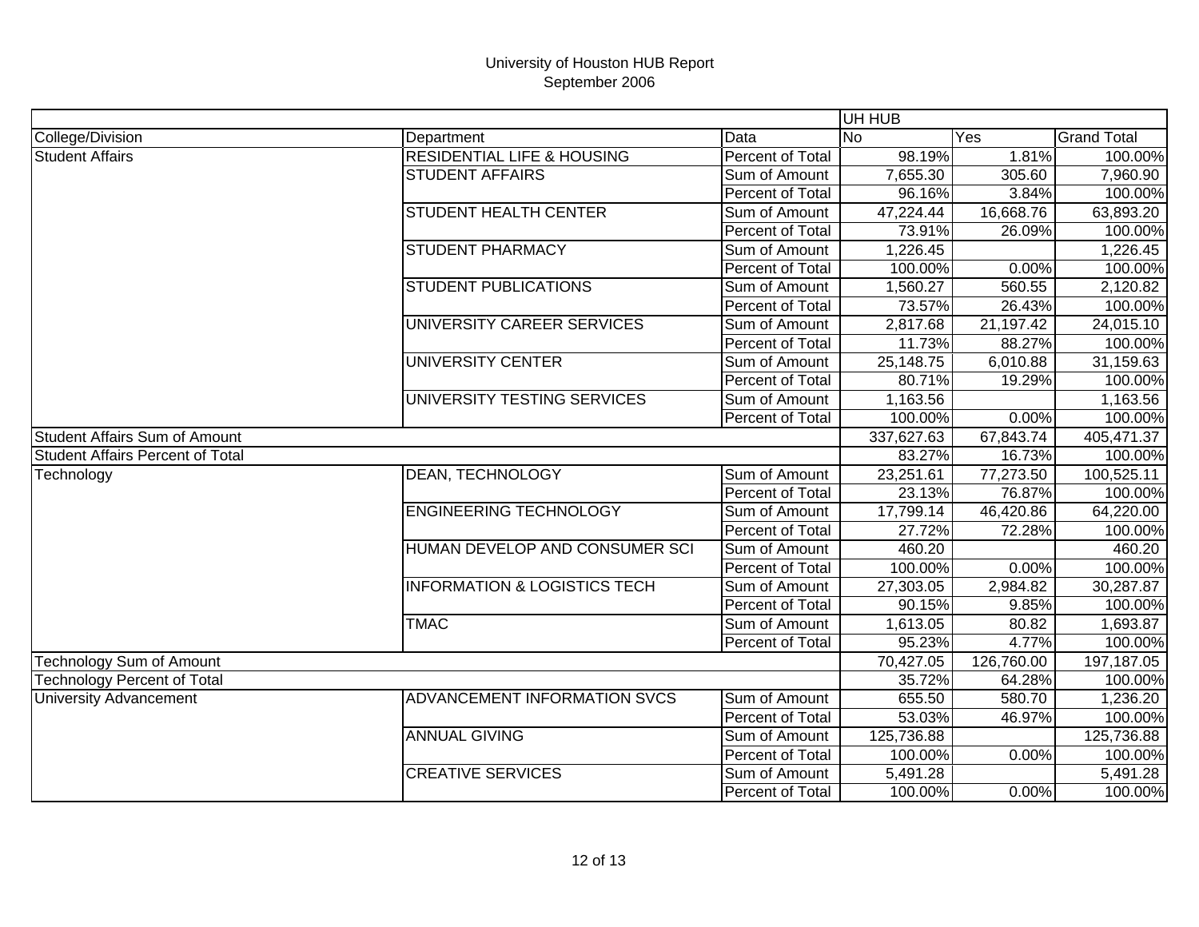# University of Houston HUB Report
September 2006

| | | | UH HUB | | |
|---|---|---|---|---|---|
| College/Division | Department | Data | No | Yes | Grand Total |
| Student Affairs | RESIDENTIAL LIFE & HOUSING | Percent of Total | 98.19% | 1.81% | 100.00% |
| | STUDENT AFFAIRS | Sum of Amount | 7,655.30 | 305.60 | 7,960.90 |
| | | Percent of Total | 96.16% | 3.84% | 100.00% |
| | STUDENT HEALTH CENTER | Sum of Amount | 47,224.44 | 16,668.76 | 63,893.20 |
| | | Percent of Total | 73.91% | 26.09% | 100.00% |
| | STUDENT PHARMACY | Sum of Amount | 1,226.45 | | 1,226.45 |
| | | Percent of Total | 100.00% | 0.00% | 100.00% |
| | STUDENT PUBLICATIONS | Sum of Amount | 1,560.27 | 560.55 | 2,120.82 |
| | | Percent of Total | 73.57% | 26.43% | 100.00% |
| | UNIVERSITY CAREER SERVICES | Sum of Amount | 2,817.68 | 21,197.42 | 24,015.10 |
| | | Percent of Total | 11.73% | 88.27% | 100.00% |
| | UNIVERSITY CENTER | Sum of Amount | 25,148.75 | 6,010.88 | 31,159.63 |
| | | Percent of Total | 80.71% | 19.29% | 100.00% |
| | UNIVERSITY TESTING SERVICES | Sum of Amount | 1,163.56 | | 1,163.56 |
| | | Percent of Total | 100.00% | 0.00% | 100.00% |
| Student Affairs Sum of Amount | | | 337,627.63 | 67,843.74 | 405,471.37 |
| Student Affairs Percent of Total | | | 83.27% | 16.73% | 100.00% |
| Technology | DEAN, TECHNOLOGY | Sum of Amount | 23,251.61 | 77,273.50 | 100,525.11 |
| | | Percent of Total | 23.13% | 76.87% | 100.00% |
| | ENGINEERING TECHNOLOGY | Sum of Amount | 17,799.14 | 46,420.86 | 64,220.00 |
| | | Percent of Total | 27.72% | 72.28% | 100.00% |
| | HUMAN DEVELOP AND CONSUMER SCI | Sum of Amount | 460.20 | | 460.20 |
| | | Percent of Total | 100.00% | 0.00% | 100.00% |
| | INFORMATION & LOGISTICS TECH | Sum of Amount | 27,303.05 | 2,984.82 | 30,287.87 |
| | | Percent of Total | 90.15% | 9.85% | 100.00% |
| | TMAC | Sum of Amount | 1,613.05 | 80.82 | 1,693.87 |
| | | Percent of Total | 95.23% | 4.77% | 100.00% |
| Technology Sum of Amount | | | 70,427.05 | 126,760.00 | 197,187.05 |
| Technology Percent of Total | | | 35.72% | 64.28% | 100.00% |
| University Advancement | ADVANCEMENT INFORMATION SVCS | Sum of Amount | 655.50 | 580.70 | 1,236.20 |
| | | Percent of Total | 53.03% | 46.97% | 100.00% |
| | ANNUAL GIVING | Sum of Amount | 125,736.88 | | 125,736.88 |
| | | Percent of Total | 100.00% | 0.00% | 100.00% |
| | CREATIVE SERVICES | Sum of Amount | 5,491.28 | | 5,491.28 |
| | | Percent of Total | 100.00% | 0.00% | 100.00% |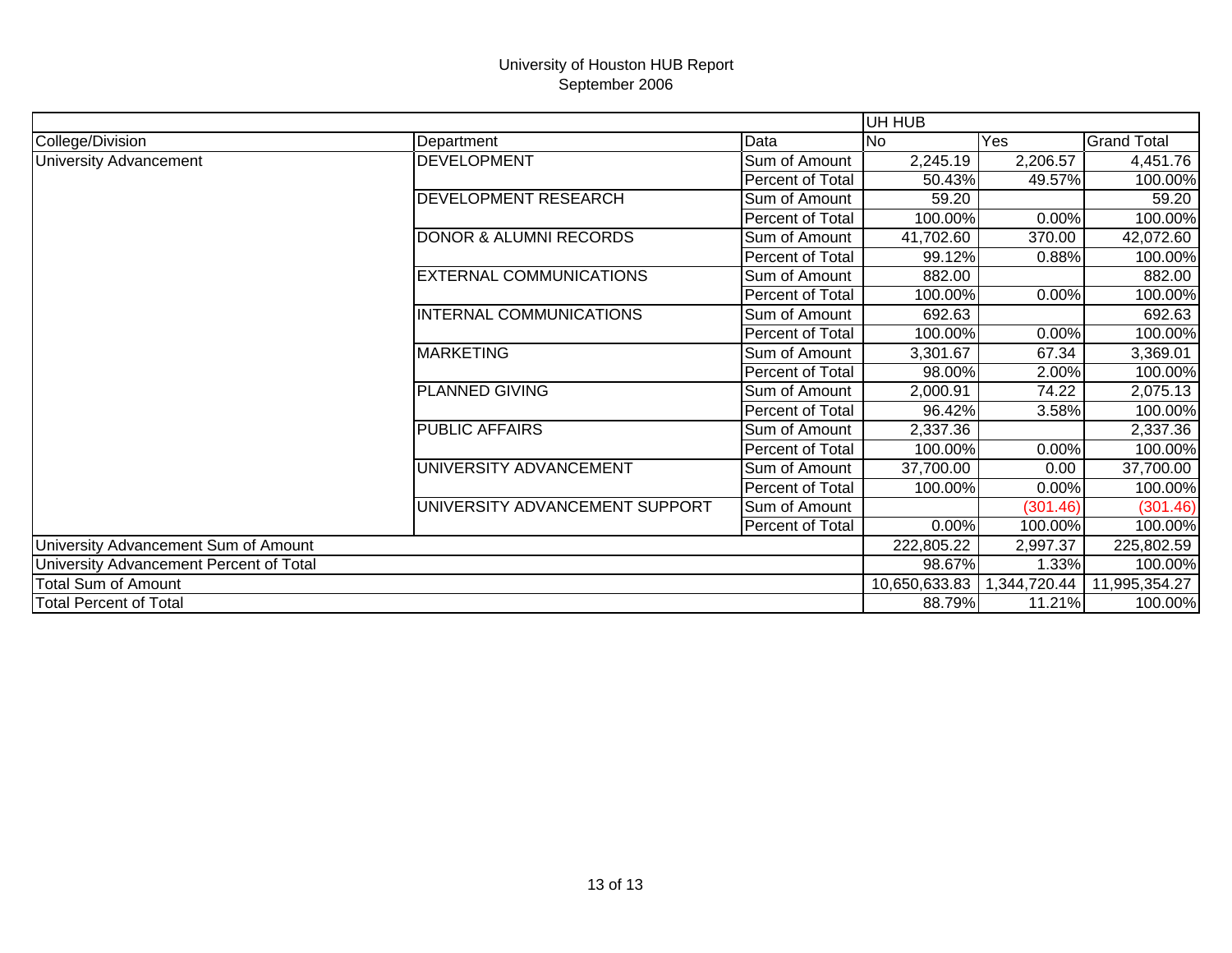# University of Houston HUB Report

September 2006

| | | | UH HUB | | |
|---|---|---|---|---|---|
| College/Division | Department | Data | No | Yes | Grand Total |
| University Advancement | DEVELOPMENT | Sum of Amount | 2,245.19 | 2,206.57 | 4,451.76 |
| | | Percent of Total | 50.43% | 49.57% | 100.00% |
| | DEVELOPMENT RESEARCH | Sum of Amount | 59.20 | | 59.20 |
| | | Percent of Total | 100.00% | 0.00% | 100.00% |
| | DONOR & ALUMNI RECORDS | Sum of Amount | 41,702.60 | 370.00 | 42,072.60 |
| | | Percent of Total | 99.12% | 0.88% | 100.00% |
| | EXTERNAL COMMUNICATIONS | Sum of Amount | 882.00 | | 882.00 |
| | | Percent of Total | 100.00% | 0.00% | 100.00% |
| | INTERNAL COMMUNICATIONS | Sum of Amount | 692.63 | | 692.63 |
| | | Percent of Total | 100.00% | 0.00% | 100.00% |
| | MARKETING | Sum of Amount | 3,301.67 | 67.34 | 3,369.01 |
| | | Percent of Total | 98.00% | 2.00% | 100.00% |
| | PLANNED GIVING | Sum of Amount | 2,000.91 | 74.22 | 2,075.13 |
| | | Percent of Total | 96.42% | 3.58% | 100.00% |
| | PUBLIC AFFAIRS | Sum of Amount | 2,337.36 | | 2,337.36 |
| | | Percent of Total | 100.00% | 0.00% | 100.00% |
| | UNIVERSITY ADVANCEMENT | Sum of Amount | 37,700.00 | 0.00 | 37,700.00 |
| | | Percent of Total | 100.00% | 0.00% | 100.00% |
| | UNIVERSITY ADVANCEMENT SUPPORT | Sum of Amount | | (301.46) | (301.46) |
| | | Percent of Total | 0.00% | 100.00% | 100.00% |
| University Advancement Sum of Amount | | | 222,805.22 | 2,997.37 | 225,802.59 |
| University Advancement Percent of Total | | | 98.67% | 1.33% | 100.00% |
| Total Sum of Amount | | | 10,650,633.83 | 1,344,720.44 | 11,995,354.27 |
| Total Percent of Total | | | 88.79% | 11.21% | 100.00% |